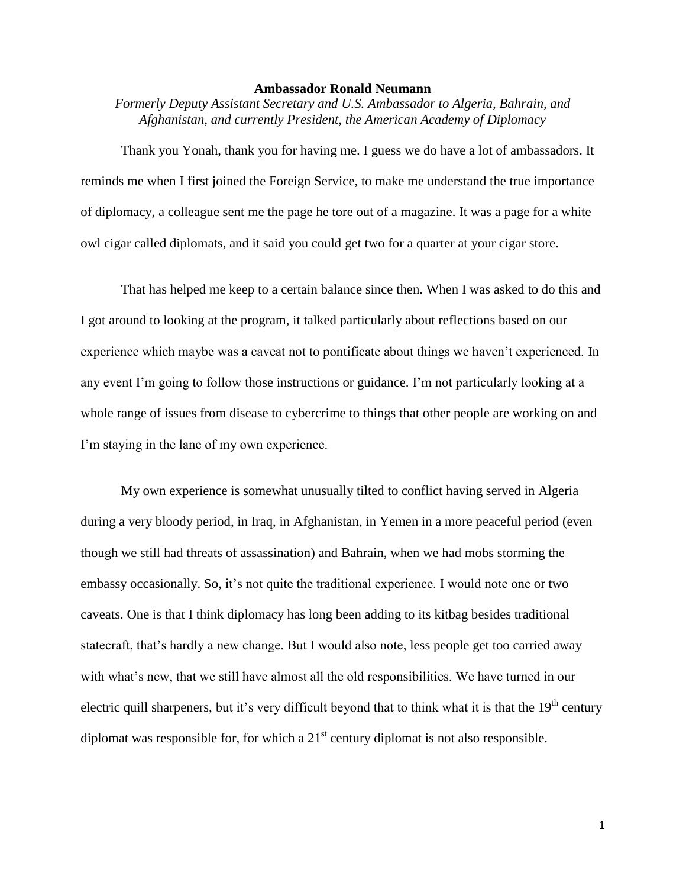**Ambassador Ronald Neumann**

*Formerly Deputy Assistant Secretary and U.S. Ambassador to Algeria, Bahrain, and Afghanistan, and currently President, the American Academy of Diplomacy*

Thank you Yonah, thank you for having me. I guess we do have a lot of ambassadors. It reminds me when I first joined the Foreign Service, to make me understand the true importance of diplomacy, a colleague sent me the page he tore out of a magazine. It was a page for a white owl cigar called diplomats, and it said you could get two for a quarter at your cigar store.

That has helped me keep to a certain balance since then. When I was asked to do this and I got around to looking at the program, it talked particularly about reflections based on our experience which maybe was a caveat not to pontificate about things we haven't experienced. In any event I'm going to follow those instructions or guidance. I'm not particularly looking at a whole range of issues from disease to cybercrime to things that other people are working on and I'm staying in the lane of my own experience.

My own experience is somewhat unusually tilted to conflict having served in Algeria during a very bloody period, in Iraq, in Afghanistan, in Yemen in a more peaceful period (even though we still had threats of assassination) and Bahrain, when we had mobs storming the embassy occasionally. So, it's not quite the traditional experience. I would note one or two caveats. One is that I think diplomacy has long been adding to its kitbag besides traditional statecraft, that's hardly a new change. But I would also note, less people get too carried away with what's new, that we still have almost all the old responsibilities. We have turned in our electric quill sharpeners, but it's very difficult beyond that to think what it is that the 19th century diplomat was responsible for, for which a 21st century diplomat is not also responsible.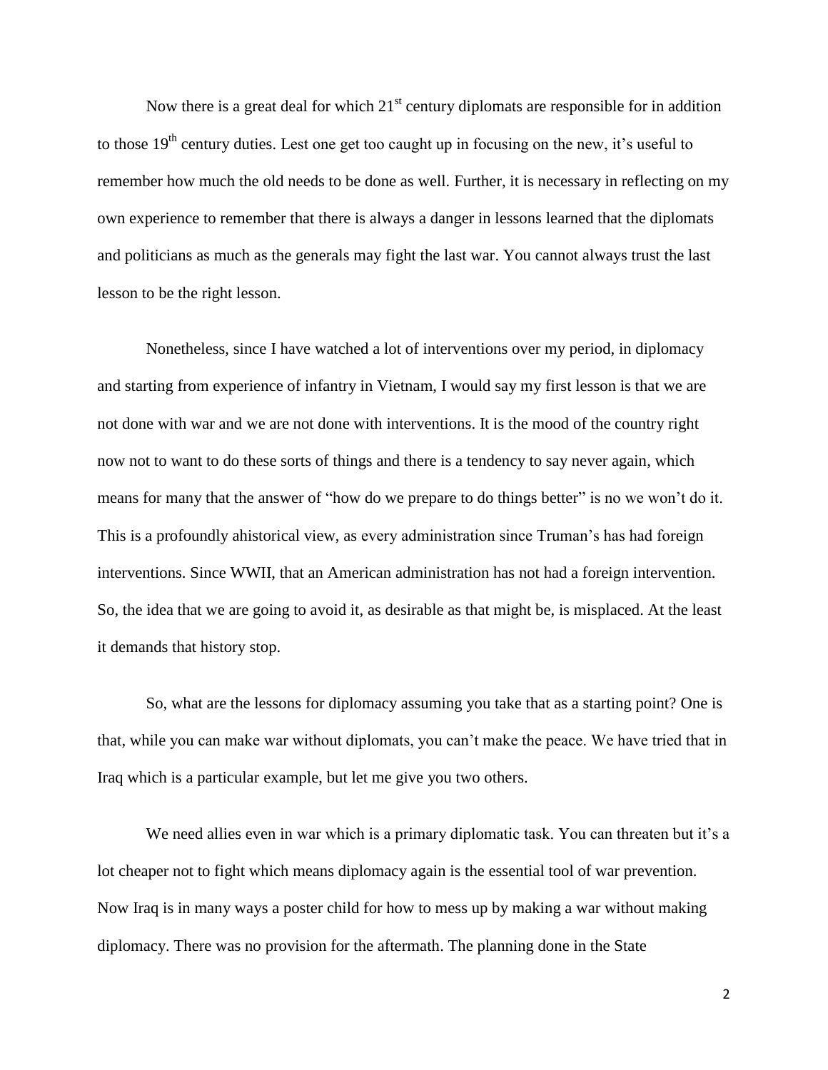Now there is a great deal for which 21st century diplomats are responsible for in addition to those 19th century duties. Lest one get too caught up in focusing on the new, it's useful to remember how much the old needs to be done as well. Further, it is necessary in reflecting on my own experience to remember that there is always a danger in lessons learned that the diplomats and politicians as much as the generals may fight the last war. You cannot always trust the last lesson to be the right lesson.

Nonetheless, since I have watched a lot of interventions over my period, in diplomacy and starting from experience of infantry in Vietnam, I would say my first lesson is that we are not done with war and we are not done with interventions. It is the mood of the country right now not to want to do these sorts of things and there is a tendency to say never again, which means for many that the answer of "how do we prepare to do things better" is no we won't do it. This is a profoundly ahistorical view, as every administration since Truman's has had foreign interventions. Since WWII, that an American administration has not had a foreign intervention. So, the idea that we are going to avoid it, as desirable as that might be, is misplaced. At the least it demands that history stop.

So, what are the lessons for diplomacy assuming you take that as a starting point? One is that, while you can make war without diplomats, you can't make the peace. We have tried that in Iraq which is a particular example, but let me give you two others.

We need allies even in war which is a primary diplomatic task. You can threaten but it's a lot cheaper not to fight which means diplomacy again is the essential tool of war prevention. Now Iraq is in many ways a poster child for how to mess up by making a war without making diplomacy. There was no provision for the aftermath. The planning done in the State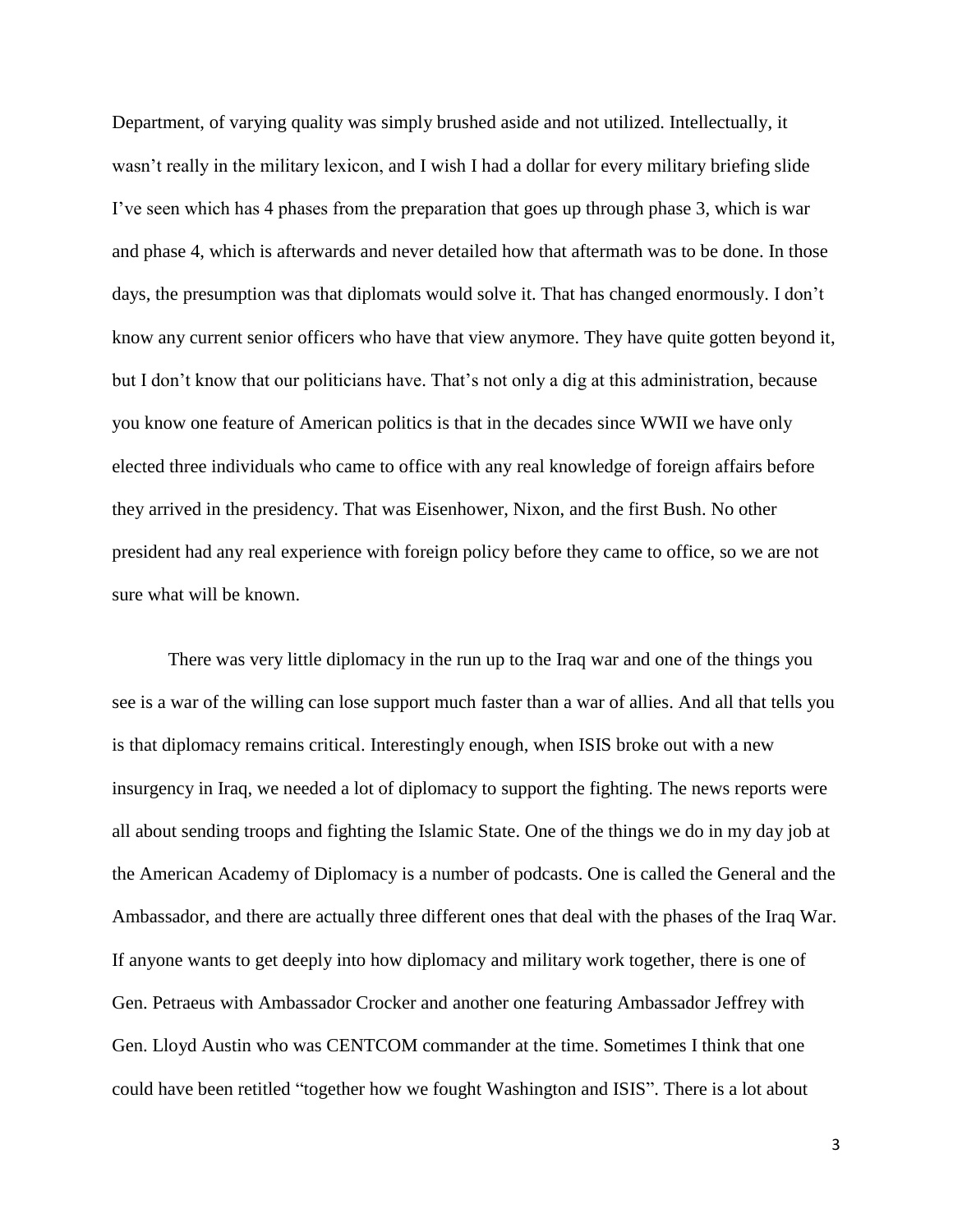Department, of varying quality was simply brushed aside and not utilized. Intellectually, it wasn't really in the military lexicon, and I wish I had a dollar for every military briefing slide I've seen which has 4 phases from the preparation that goes up through phase 3, which is war and phase 4, which is afterwards and never detailed how that aftermath was to be done. In those days, the presumption was that diplomats would solve it. That has changed enormously. I don't know any current senior officers who have that view anymore. They have quite gotten beyond it, but I don't know that our politicians have. That's not only a dig at this administration, because you know one feature of American politics is that in the decades since WWII we have only elected three individuals who came to office with any real knowledge of foreign affairs before they arrived in the presidency. That was Eisenhower, Nixon, and the first Bush. No other president had any real experience with foreign policy before they came to office, so we are not sure what will be known.

There was very little diplomacy in the run up to the Iraq war and one of the things you see is a war of the willing can lose support much faster than a war of allies. And all that tells you is that diplomacy remains critical. Interestingly enough, when ISIS broke out with a new insurgency in Iraq, we needed a lot of diplomacy to support the fighting. The news reports were all about sending troops and fighting the Islamic State. One of the things we do in my day job at the American Academy of Diplomacy is a number of podcasts. One is called the General and the Ambassador, and there are actually three different ones that deal with the phases of the Iraq War. If anyone wants to get deeply into how diplomacy and military work together, there is one of Gen. Petraeus with Ambassador Crocker and another one featuring Ambassador Jeffrey with Gen. Lloyd Austin who was CENTCOM commander at the time. Sometimes I think that one could have been retitled "together how we fought Washington and ISIS". There is a lot about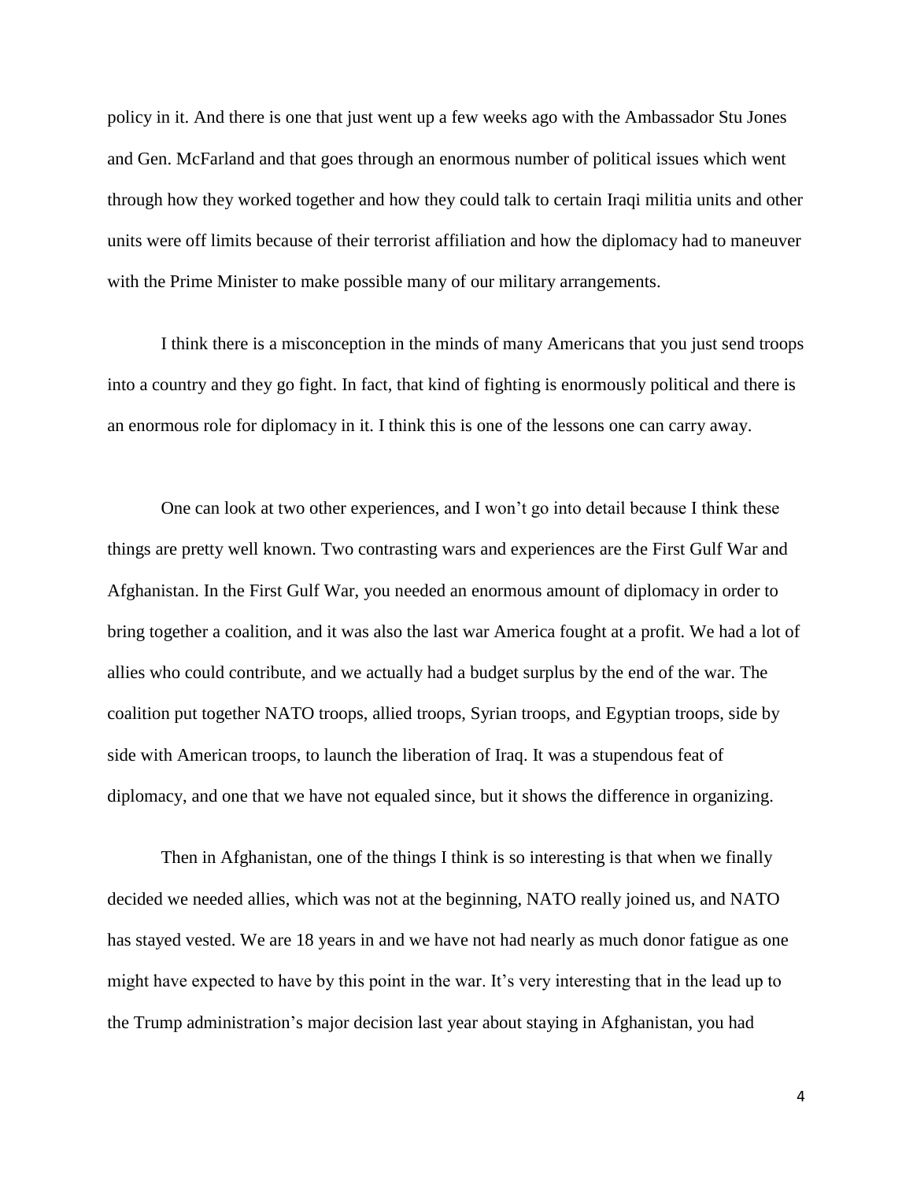policy in it. And there is one that just went up a few weeks ago with the Ambassador Stu Jones and Gen. McFarland and that goes through an enormous number of political issues which went through how they worked together and how they could talk to certain Iraqi militia units and other units were off limits because of their terrorist affiliation and how the diplomacy had to maneuver with the Prime Minister to make possible many of our military arrangements.

I think there is a misconception in the minds of many Americans that you just send troops into a country and they go fight. In fact, that kind of fighting is enormously political and there is an enormous role for diplomacy in it. I think this is one of the lessons one can carry away.

One can look at two other experiences, and I won't go into detail because I think these things are pretty well known. Two contrasting wars and experiences are the First Gulf War and Afghanistan. In the First Gulf War, you needed an enormous amount of diplomacy in order to bring together a coalition, and it was also the last war America fought at a profit. We had a lot of allies who could contribute, and we actually had a budget surplus by the end of the war. The coalition put together NATO troops, allied troops, Syrian troops, and Egyptian troops, side by side with American troops, to launch the liberation of Iraq. It was a stupendous feat of diplomacy, and one that we have not equaled since, but it shows the difference in organizing.

Then in Afghanistan, one of the things I think is so interesting is that when we finally decided we needed allies, which was not at the beginning, NATO really joined us, and NATO has stayed vested. We are 18 years in and we have not had nearly as much donor fatigue as one might have expected to have by this point in the war. It's very interesting that in the lead up to the Trump administration's major decision last year about staying in Afghanistan, you had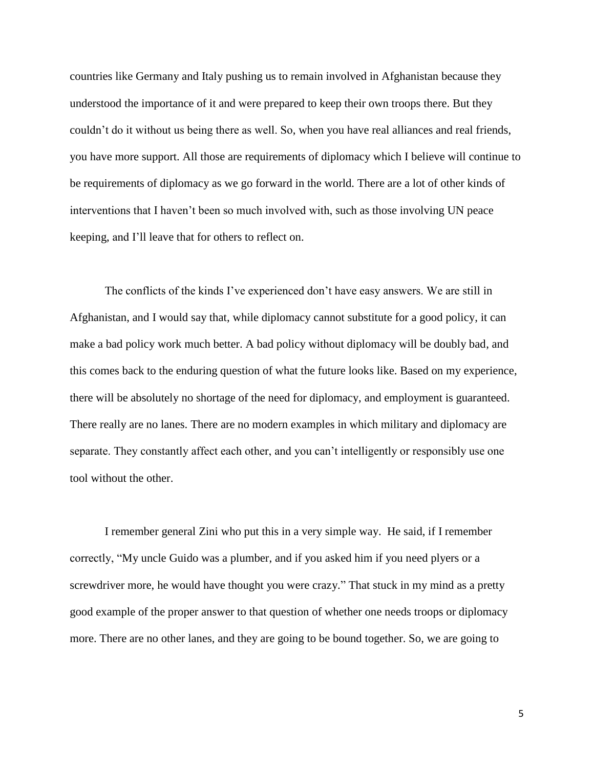countries like Germany and Italy pushing us to remain involved in Afghanistan because they understood the importance of it and were prepared to keep their own troops there. But they couldn't do it without us being there as well. So, when you have real alliances and real friends, you have more support. All those are requirements of diplomacy which I believe will continue to be requirements of diplomacy as we go forward in the world. There are a lot of other kinds of interventions that I haven't been so much involved with, such as those involving UN peace keeping, and I'll leave that for others to reflect on.

The conflicts of the kinds I've experienced don't have easy answers. We are still in Afghanistan, and I would say that, while diplomacy cannot substitute for a good policy, it can make a bad policy work much better. A bad policy without diplomacy will be doubly bad, and this comes back to the enduring question of what the future looks like. Based on my experience, there will be absolutely no shortage of the need for diplomacy, and employment is guaranteed. There really are no lanes. There are no modern examples in which military and diplomacy are separate. They constantly affect each other, and you can't intelligently or responsibly use one tool without the other.

I remember general Zini who put this in a very simple way. He said, if I remember correctly, "My uncle Guido was a plumber, and if you asked him if you need plyers or a screwdriver more, he would have thought you were crazy." That stuck in my mind as a pretty good example of the proper answer to that question of whether one needs troops or diplomacy more. There are no other lanes, and they are going to be bound together. So, we are going to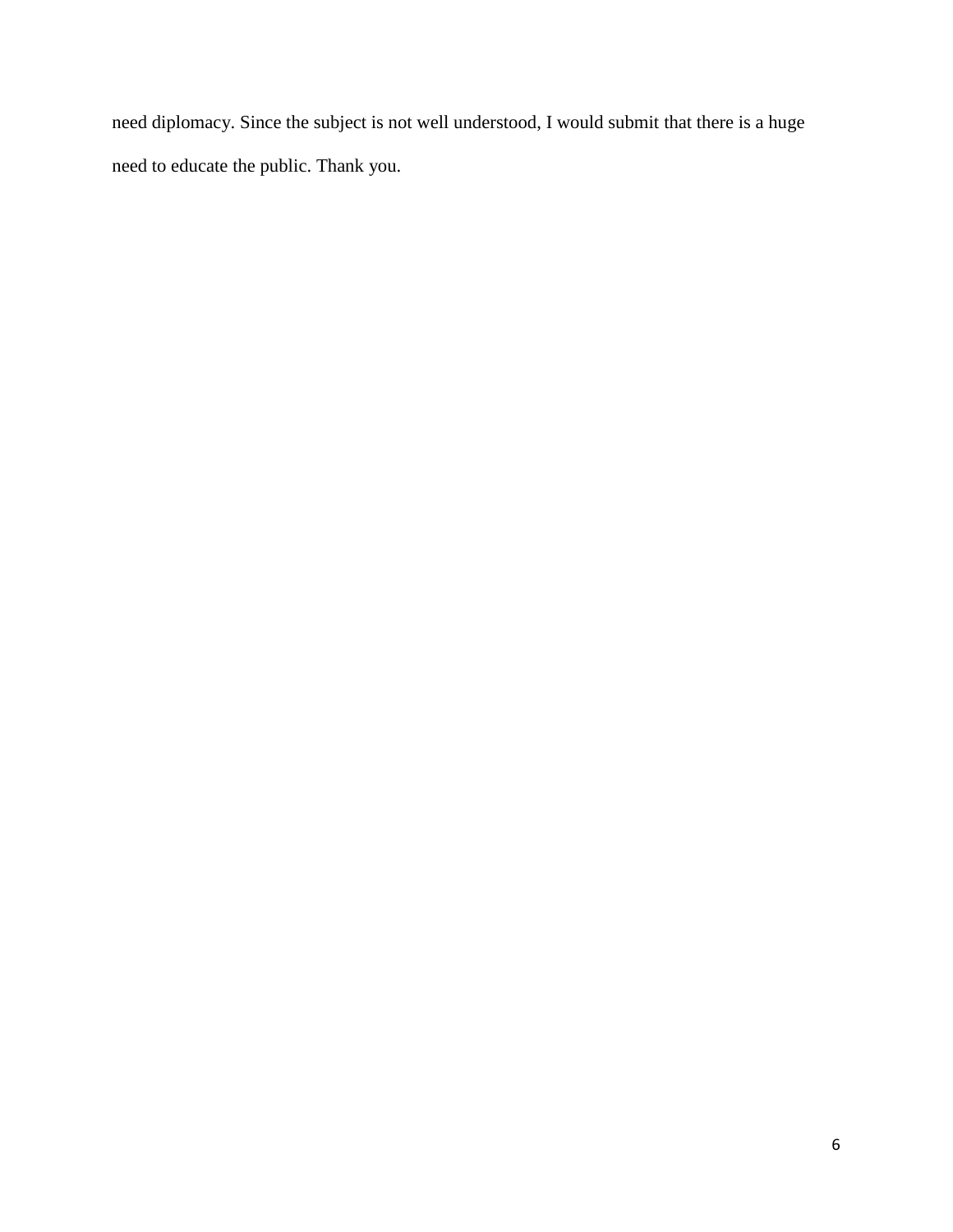need diplomacy. Since the subject is not well understood, I would submit that there is a huge need to educate the public. Thank you.